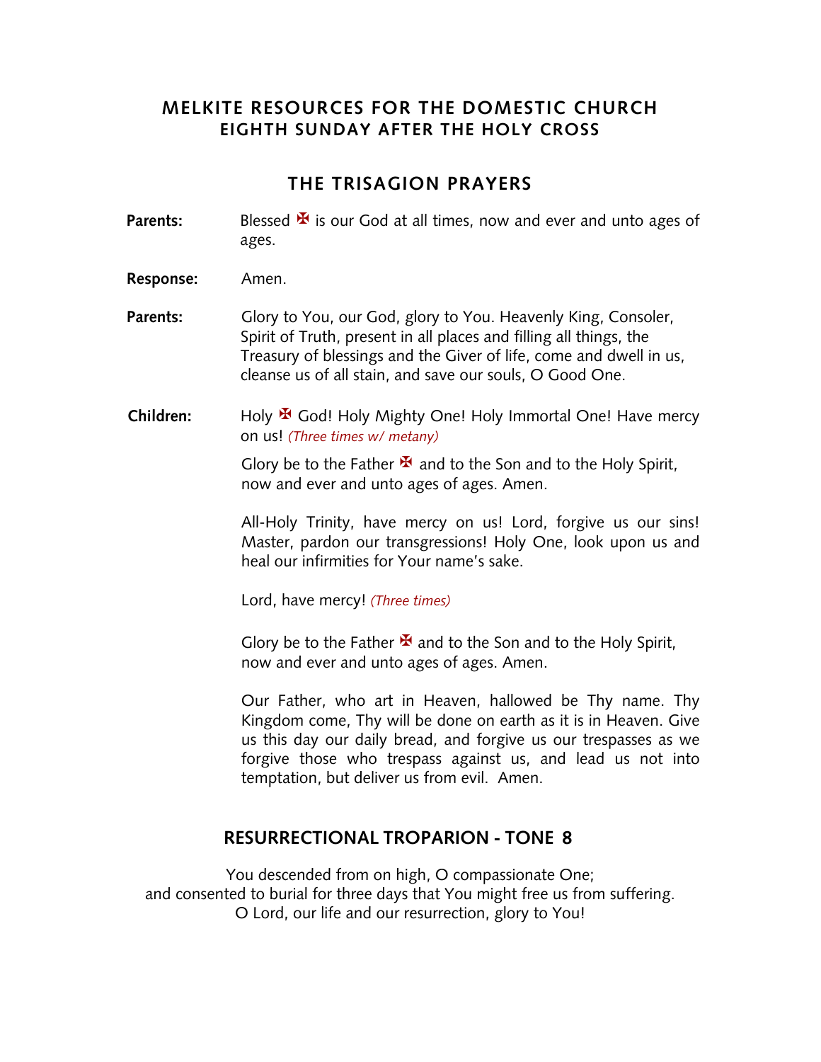# MELKITE RESOURCES FOR THE DOMESTIC CHURCH
## EIGHTH SUNDAY AFTER THE HOLY CROSS

## THE TRISAGION PRAYERS

**Parents:** Blessed ✠ is our God at all times, now and ever and unto ages of ages.

**Response:** Amen.

**Parents:** Glory to You, our God, glory to You. Heavenly King, Consoler, Spirit of Truth, present in all places and filling all things, the Treasury of blessings and the Giver of life, come and dwell in us, cleanse us of all stain, and save our souls, O Good One.

**Children:** Holy ✠ God! Holy Mighty One! Holy Immortal One! Have mercy on us! *(Three times w/ metany)*

Glory be to the Father ✠ and to the Son and to the Holy Spirit, now and ever and unto ages of ages. Amen.

All-Holy Trinity, have mercy on us! Lord, forgive us our sins! Master, pardon our transgressions! Holy One, look upon us and heal our infirmities for Your name's sake.

Lord, have mercy! *(Three times)*

Glory be to the Father ✠ and to the Son and to the Holy Spirit, now and ever and unto ages of ages. Amen.

Our Father, who art in Heaven, hallowed be Thy name. Thy Kingdom come, Thy will be done on earth as it is in Heaven. Give us this day our daily bread, and forgive us our trespasses as we forgive those who trespass against us, and lead us not into temptation, but deliver us from evil. Amen.

## RESURRECTIONAL TROPARION - TONE 8

You descended from on high, O compassionate One;
and consented to burial for three days that You might free us from suffering.
O Lord, our life and our resurrection, glory to You!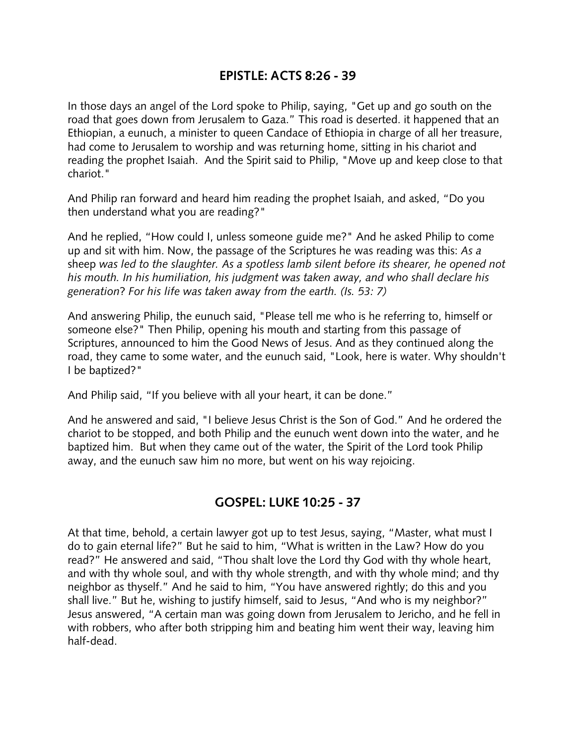## EPISTLE: ACTS 8:26 - 39

In those days an angel of the Lord spoke to Philip, saying, "Get up and go south on the road that goes down from Jerusalem to Gaza." This road is deserted. it happened that an Ethiopian, a eunuch, a minister to queen Candace of Ethiopia in charge of all her treasure, had come to Jerusalem to worship and was returning home, sitting in his chariot and reading the prophet Isaiah. And the Spirit said to Philip, "Move up and keep close to that chariot."

And Philip ran forward and heard him reading the prophet Isaiah, and asked, "Do you then understand what you are reading?"

And he replied, "How could I, unless someone guide me?" And he asked Philip to come up and sit with him. Now, the passage of the Scriptures he was reading was this: *As a* sheep *was led to the slaughter. As a spotless lamb silent before its shearer, he opened not his mouth. In his humiliation, his judgment was taken away, and who shall declare his generation*? *For his life was taken away from the earth. (Is. 53: 7)*

And answering Philip, the eunuch said, "Please tell me who is he referring to, himself or someone else?" Then Philip, opening his mouth and starting from this passage of Scriptures, announced to him the Good News of Jesus. And as they continued along the road, they came to some water, and the eunuch said, "Look, here is water. Why shouldn't I be baptized?"

And Philip said, "If you believe with all your heart, it can be done."

And he answered and said, "I believe Jesus Christ is the Son of God." And he ordered the chariot to be stopped, and both Philip and the eunuch went down into the water, and he baptized him. But when they came out of the water, the Spirit of the Lord took Philip away, and the eunuch saw him no more, but went on his way rejoicing.

## GOSPEL: LUKE 10:25 - 37

At that time, behold, a certain lawyer got up to test Jesus, saying, "Master, what must I do to gain eternal life?" But he said to him, "What is written in the Law? How do you read?" He answered and said, "Thou shalt love the Lord thy God with thy whole heart, and with thy whole soul, and with thy whole strength, and with thy whole mind; and thy neighbor as thyself." And he said to him, "You have answered rightly; do this and you shall live." But he, wishing to justify himself, said to Jesus, "And who is my neighbor?" Jesus answered, "A certain man was going down from Jerusalem to Jericho, and he fell in with robbers, who after both stripping him and beating him went their way, leaving him half-dead.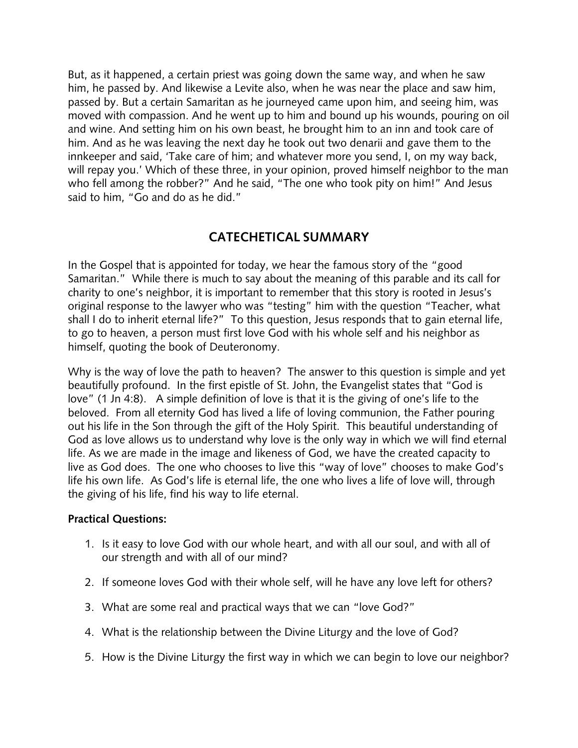But, as it happened, a certain priest was going down the same way, and when he saw him, he passed by. And likewise a Levite also, when he was near the place and saw him, passed by. But a certain Samaritan as he journeyed came upon him, and seeing him, was moved with compassion. And he went up to him and bound up his wounds, pouring on oil and wine. And setting him on his own beast, he brought him to an inn and took care of him. And as he was leaving the next day he took out two denarii and gave them to the innkeeper and said, 'Take care of him; and whatever more you send, I, on my way back, will repay you.' Which of these three, in your opinion, proved himself neighbor to the man who fell among the robber?" And he said, "The one who took pity on him!" And Jesus said to him, "Go and do as he did."

## CATECHETICAL SUMMARY

In the Gospel that is appointed for today, we hear the famous story of the "good Samaritan." While there is much to say about the meaning of this parable and its call for charity to one's neighbor, it is important to remember that this story is rooted in Jesus's original response to the lawyer who was "testing" him with the question "Teacher, what shall I do to inherit eternal life?" To this question, Jesus responds that to gain eternal life, to go to heaven, a person must first love God with his whole self and his neighbor as himself, quoting the book of Deuteronomy.

Why is the way of love the path to heaven? The answer to this question is simple and yet beautifully profound. In the first epistle of St. John, the Evangelist states that "God is love" (1 Jn 4:8). A simple definition of love is that it is the giving of one's life to the beloved. From all eternity God has lived a life of loving communion, the Father pouring out his life in the Son through the gift of the Holy Spirit. This beautiful understanding of God as love allows us to understand why love is the only way in which we will find eternal life. As we are made in the image and likeness of God, we have the created capacity to live as God does. The one who chooses to live this "way of love" chooses to make God's life his own life. As God's life is eternal life, the one who lives a life of love will, through the giving of his life, find his way to life eternal.

**Practical Questions:**

1. Is it easy to love God with our whole heart, and with all our soul, and with all of our strength and with all of our mind?
2. If someone loves God with their whole self, will he have any love left for others?
3. What are some real and practical ways that we can "love God?"
4. What is the relationship between the Divine Liturgy and the love of God?
5. How is the Divine Liturgy the first way in which we can begin to love our neighbor?